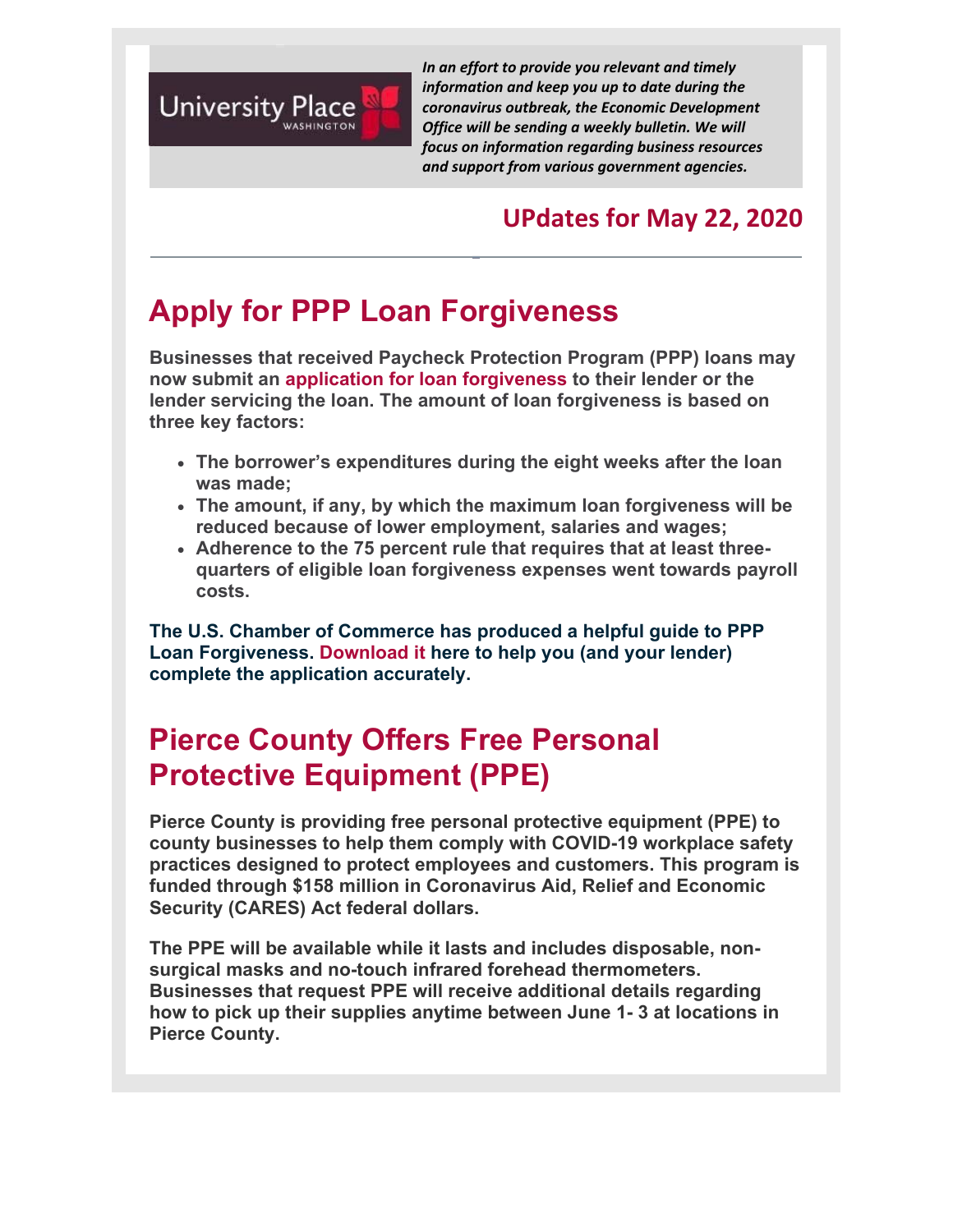University Place WASHINGTON

*In an effort to provide you relevant and timely information and keep you up to date during the coronavirus outbreak, the Economic Development Office will be sending a weekly bulletin. We will focus on information regarding business resources and support from various government agencies.*

## UPdates for May 22, 2020

---

# Apply for PPP Loan Forgiveness

**Businesses that received Paycheck Protection Program (PPP) loans may now submit an application for loan forgiveness to their lender or the lender servicing the loan. The amount of loan forgiveness is based on three key factors:**

- **The borrower's expenditures during the eight weeks after the loan was made;**
- **The amount, if any, by which the maximum loan forgiveness will be reduced because of lower employment, salaries and wages;**
- **Adherence to the 75 percent rule that requires that at least three-quarters of eligible loan forgiveness expenses went towards payroll costs.**

**The U.S. Chamber of Commerce has produced a helpful guide to PPP Loan Forgiveness. Download it here to help you (and your lender) complete the application accurately.**

# Pierce County Offers Free Personal Protective Equipment (PPE)

**Pierce County is providing free personal protective equipment (PPE) to county businesses to help them comply with COVID-19 workplace safety practices designed to protect employees and customers. This program is funded through $158 million in Coronavirus Aid, Relief and Economic Security (CARES) Act federal dollars.**

**The PPE will be available while it lasts and includes disposable, non-surgical masks and no-touch infrared forehead thermometers. Businesses that request PPE will receive additional details regarding how to pick up their supplies anytime between June 1- 3 at locations in Pierce County.**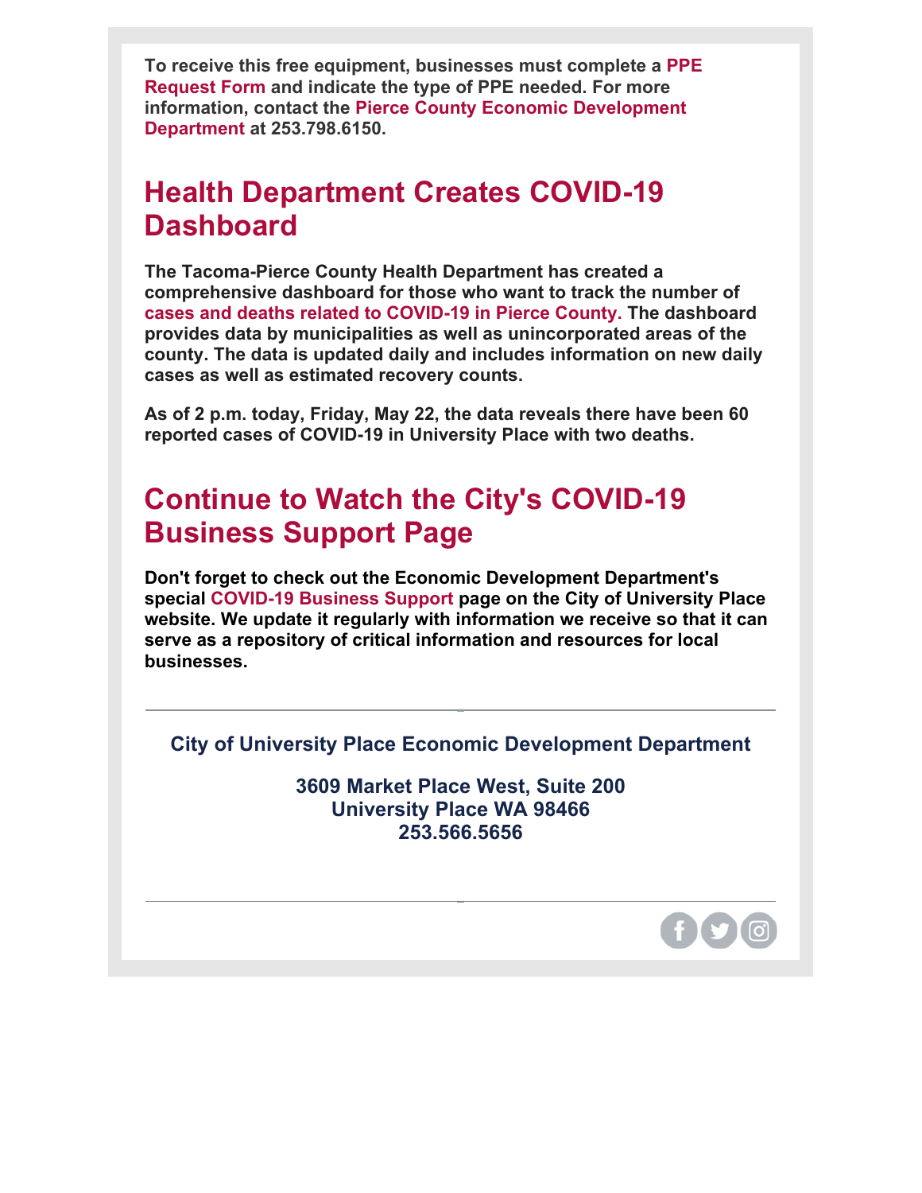**To receive this free equipment, businesses must complete a PPE Request Form and indicate the type of PPE needed. For more information, contact the Pierce County Economic Development Department at 253.798.6150.**

## Health Department Creates COVID-19 Dashboard

**The Tacoma-Pierce County Health Department has created a comprehensive dashboard for those who want to track the number of cases and deaths related to COVID-19 in Pierce County. The dashboard provides data by municipalities as well as unincorporated areas of the county. The data is updated daily and includes information on new daily cases as well as estimated recovery counts.**

**As of 2 p.m. today, Friday, May 22, the data reveals there have been 60 reported cases of COVID-19 in University Place with two deaths.**

## Continue to Watch the City's COVID-19 Business Support Page

**Don't forget to check out the Economic Development Department's special COVID-19 Business Support page on the City of University Place website. We update it regularly with information we receive so that it can serve as a repository of critical information and resources for local businesses.**

---

**City of University Place Economic Development Department**

**3609 Market Place West, Suite 200**
**University Place WA 98466**
**253.566.5656**

---